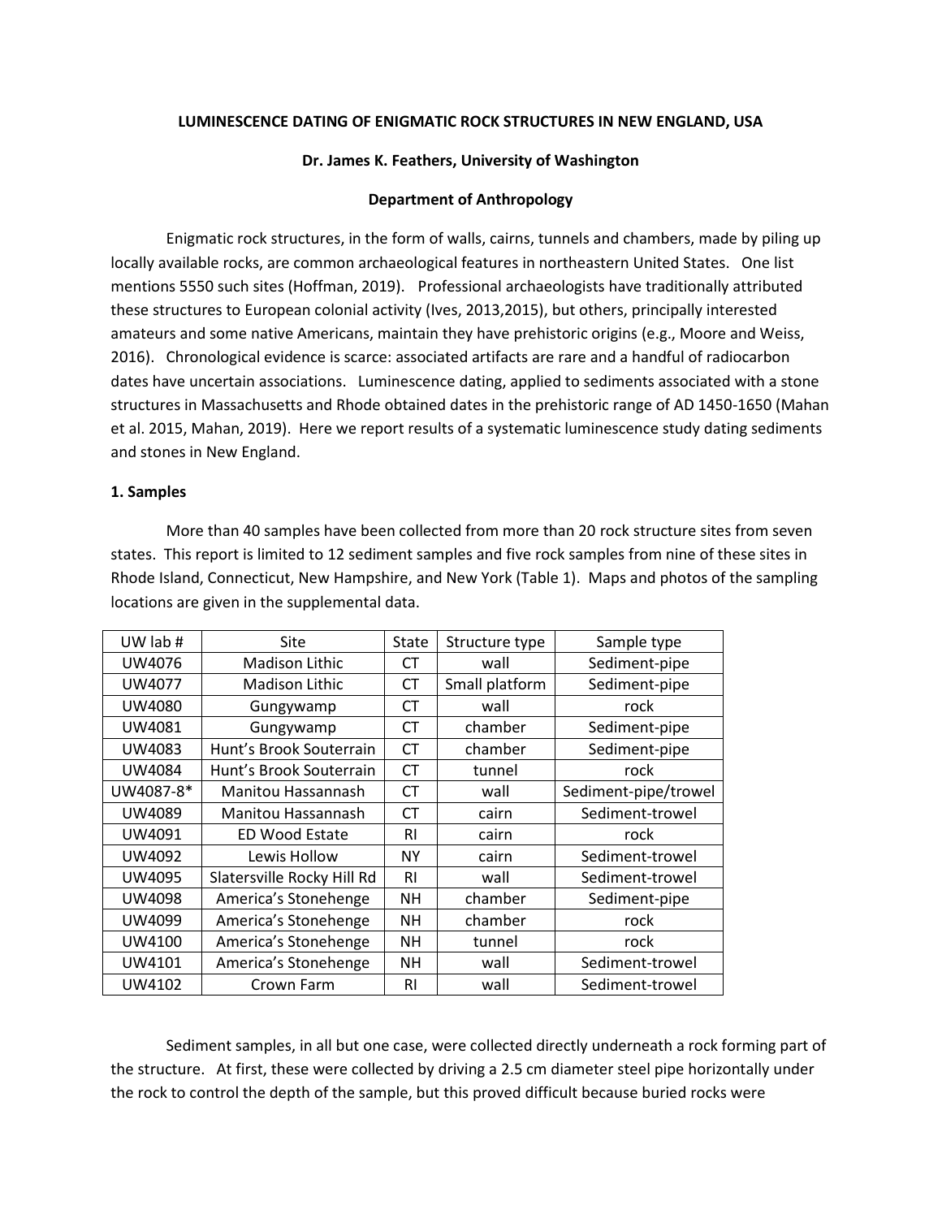**LUMINESCENCE DATING OF ENIGMATIC ROCK STRUCTURES IN NEW ENGLAND, USA**

**Dr. James K. Feathers, University of Washington**

**Department of Anthropology**

Enigmatic rock structures, in the form of walls, cairns, tunnels and chambers, made by piling up locally available rocks, are common archaeological features in northeastern United States. One list mentions 5550 such sites (Hoffman, 2019). Professional archaeologists have traditionally attributed these structures to European colonial activity (Ives, 2013,2015), but others, principally interested amateurs and some native Americans, maintain they have prehistoric origins (e.g., Moore and Weiss, 2016). Chronological evidence is scarce: associated artifacts are rare and a handful of radiocarbon dates have uncertain associations. Luminescence dating, applied to sediments associated with a stone structures in Massachusetts and Rhode obtained dates in the prehistoric range of AD 1450-1650 (Mahan et al. 2015, Mahan, 2019). Here we report results of a systematic luminescence study dating sediments and stones in New England.

**1. Samples**

More than 40 samples have been collected from more than 20 rock structure sites from seven states. This report is limited to 12 sediment samples and five rock samples from nine of these sites in Rhode Island, Connecticut, New Hampshire, and New York (Table 1). Maps and photos of the sampling locations are given in the supplemental data.

| UW lab # | Site | State | Structure type | Sample type |
|---|---|---|---|---|
| UW4076 | Madison Lithic | CT | wall | Sediment-pipe |
| UW4077 | Madison Lithic | CT | Small platform | Sediment-pipe |
| UW4080 | Gungywamp | CT | wall | rock |
| UW4081 | Gungywamp | CT | chamber | Sediment-pipe |
| UW4083 | Hunt's Brook Souterrain | CT | chamber | Sediment-pipe |
| UW4084 | Hunt's Brook Souterrain | CT | tunnel | rock |
| UW4087-8* | Manitou Hassannash | CT | wall | Sediment-pipe/trowel |
| UW4089 | Manitou Hassannash | CT | cairn | Sediment-trowel |
| UW4091 | ED Wood Estate | RI | cairn | rock |
| UW4092 | Lewis Hollow | NY | cairn | Sediment-trowel |
| UW4095 | Slatersville Rocky Hill Rd | RI | wall | Sediment-trowel |
| UW4098 | America's Stonehenge | NH | chamber | Sediment-pipe |
| UW4099 | America's Stonehenge | NH | chamber | rock |
| UW4100 | America's Stonehenge | NH | tunnel | rock |
| UW4101 | America's Stonehenge | NH | wall | Sediment-trowel |
| UW4102 | Crown Farm | RI | wall | Sediment-trowel |

Sediment samples, in all but one case, were collected directly underneath a rock forming part of the structure. At first, these were collected by driving a 2.5 cm diameter steel pipe horizontally under the rock to control the depth of the sample, but this proved difficult because buried rocks were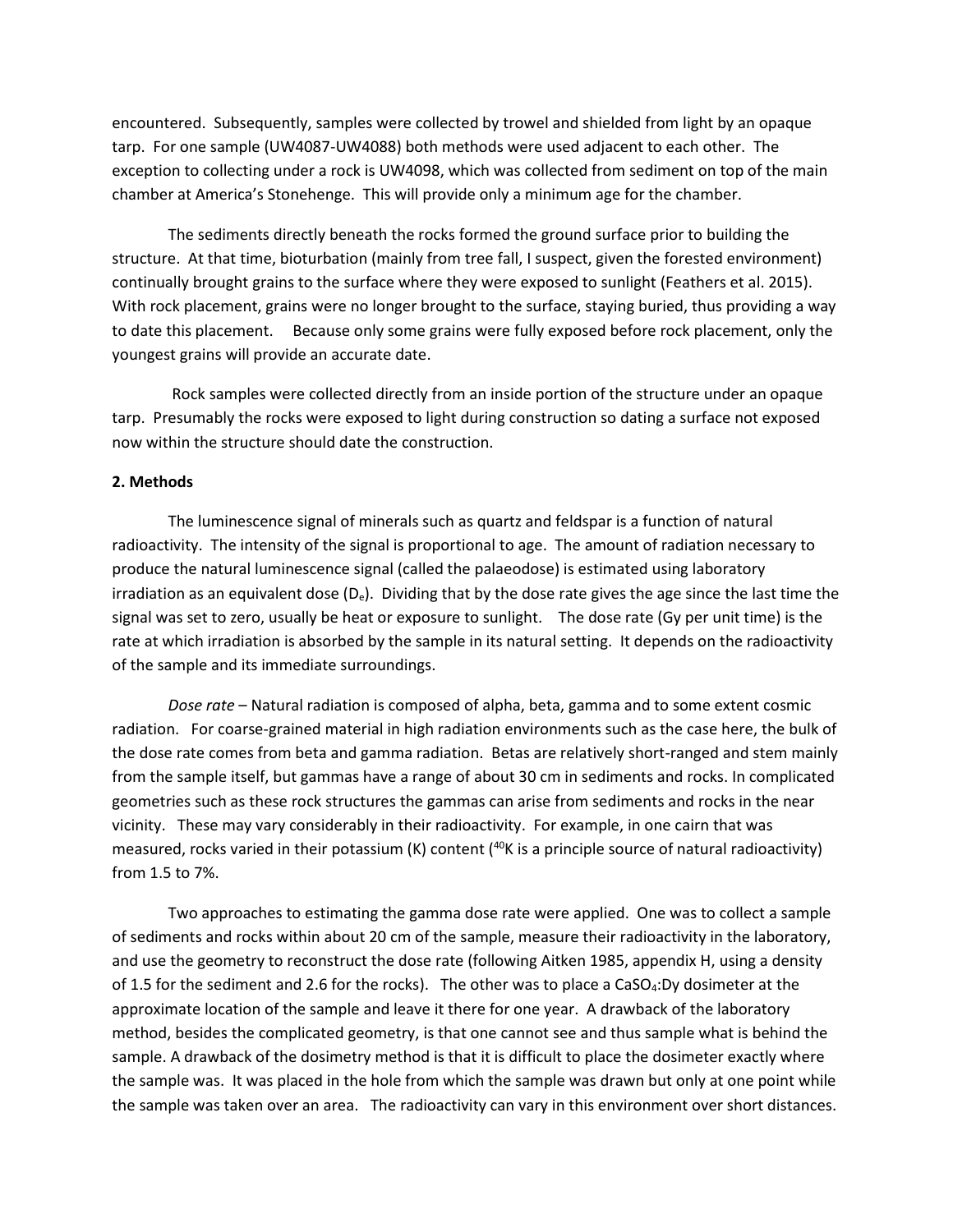encountered. Subsequently, samples were collected by trowel and shielded from light by an opaque tarp. For one sample (UW4087-UW4088) both methods were used adjacent to each other. The exception to collecting under a rock is UW4098, which was collected from sediment on top of the main chamber at America's Stonehenge. This will provide only a minimum age for the chamber.

The sediments directly beneath the rocks formed the ground surface prior to building the structure. At that time, bioturbation (mainly from tree fall, I suspect, given the forested environment) continually brought grains to the surface where they were exposed to sunlight (Feathers et al. 2015). With rock placement, grains were no longer brought to the surface, staying buried, thus providing a way to date this placement. Because only some grains were fully exposed before rock placement, only the youngest grains will provide an accurate date.

Rock samples were collected directly from an inside portion of the structure under an opaque tarp. Presumably the rocks were exposed to light during construction so dating a surface not exposed now within the structure should date the construction.

**2. Methods**

The luminescence signal of minerals such as quartz and feldspar is a function of natural radioactivity. The intensity of the signal is proportional to age. The amount of radiation necessary to produce the natural luminescence signal (called the palaeodose) is estimated using laboratory irradiation as an equivalent dose ($D_e$). Dividing that by the dose rate gives the age since the last time the signal was set to zero, usually be heat or exposure to sunlight. The dose rate (Gy per unit time) is the rate at which irradiation is absorbed by the sample in its natural setting. It depends on the radioactivity of the sample and its immediate surroundings.

*Dose rate* – Natural radiation is composed of alpha, beta, gamma and to some extent cosmic radiation. For coarse-grained material in high radiation environments such as the case here, the bulk of the dose rate comes from beta and gamma radiation. Betas are relatively short-ranged and stem mainly from the sample itself, but gammas have a range of about 30 cm in sediments and rocks. In complicated geometries such as these rock structures the gammas can arise from sediments and rocks in the near vicinity. These may vary considerably in their radioactivity. For example, in one cairn that was measured, rocks varied in their potassium (K) content ($^{40}K$ is a principle source of natural radioactivity) from 1.5 to 7%.

Two approaches to estimating the gamma dose rate were applied. One was to collect a sample of sediments and rocks within about 20 cm of the sample, measure their radioactivity in the laboratory, and use the geometry to reconstruct the dose rate (following Aitken 1985, appendix H, using a density of 1.5 for the sediment and 2.6 for the rocks). The other was to place a $CaSO_4$:Dy dosimeter at the approximate location of the sample and leave it there for one year. A drawback of the laboratory method, besides the complicated geometry, is that one cannot see and thus sample what is behind the sample. A drawback of the dosimetry method is that it is difficult to place the dosimeter exactly where the sample was. It was placed in the hole from which the sample was drawn but only at one point while the sample was taken over an area. The radioactivity can vary in this environment over short distances.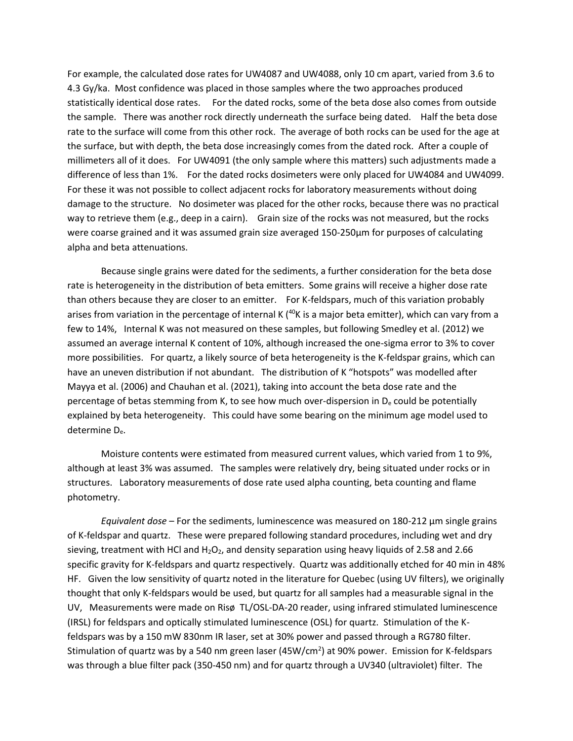For example, the calculated dose rates for UW4087 and UW4088, only 10 cm apart, varied from 3.6 to 4.3 Gy/ka. Most confidence was placed in those samples where the two approaches produced statistically identical dose rates. For the dated rocks, some of the beta dose also comes from outside the sample. There was another rock directly underneath the surface being dated. Half the beta dose rate to the surface will come from this other rock. The average of both rocks can be used for the age at the surface, but with depth, the beta dose increasingly comes from the dated rock. After a couple of millimeters all of it does. For UW4091 (the only sample where this matters) such adjustments made a difference of less than 1%. For the dated rocks dosimeters were only placed for UW4084 and UW4099. For these it was not possible to collect adjacent rocks for laboratory measurements without doing damage to the structure. No dosimeter was placed for the other rocks, because there was no practical way to retrieve them (e.g., deep in a cairn). Grain size of the rocks was not measured, but the rocks were coarse grained and it was assumed grain size averaged 150-250μm for purposes of calculating alpha and beta attenuations.

Because single grains were dated for the sediments, a further consideration for the beta dose rate is heterogeneity in the distribution of beta emitters. Some grains will receive a higher dose rate than others because they are closer to an emitter. For K-feldspars, much of this variation probably arises from variation in the percentage of internal K ($^{40}K$ is a major beta emitter), which can vary from a few to 14%, Internal K was not measured on these samples, but following Smedley et al. (2012) we assumed an average internal K content of 10%, although increased the one-sigma error to 3% to cover more possibilities. For quartz, a likely source of beta heterogeneity is the K-feldspar grains, which can have an uneven distribution if not abundant. The distribution of K "hotspots" was modelled after Mayya et al. (2006) and Chauhan et al. (2021), taking into account the beta dose rate and the percentage of betas stemming from K, to see how much over-dispersion in $D_e$ could be potentially explained by beta heterogeneity. This could have some bearing on the minimum age model used to determine $D_e$.

Moisture contents were estimated from measured current values, which varied from 1 to 9%, although at least 3% was assumed. The samples were relatively dry, being situated under rocks or in structures. Laboratory measurements of dose rate used alpha counting, beta counting and flame photometry.

*Equivalent dose* – For the sediments, luminescence was measured on 180-212 µm single grains of K-feldspar and quartz. These were prepared following standard procedures, including wet and dry sieving, treatment with HCl and $H_2O_2$, and density separation using heavy liquids of 2.58 and 2.66 specific gravity for K-feldspars and quartz respectively. Quartz was additionally etched for 40 min in 48% HF. Given the low sensitivity of quartz noted in the literature for Quebec (using UV filters), we originally thought that only K-feldspars would be used, but quartz for all samples had a measurable signal in the UV, Measurements were made on Risø TL/OSL-DA-20 reader, using infrared stimulated luminescence (IRSL) for feldspars and optically stimulated luminescence (OSL) for quartz. Stimulation of the K-feldspars was by a 150 mW 830nm IR laser, set at 30% power and passed through a RG780 filter. Stimulation of quartz was by a 540 nm green laser (45W/cm$^2$) at 90% power. Emission for K-feldspars was through a blue filter pack (350-450 nm) and for quartz through a UV340 (ultraviolet) filter. The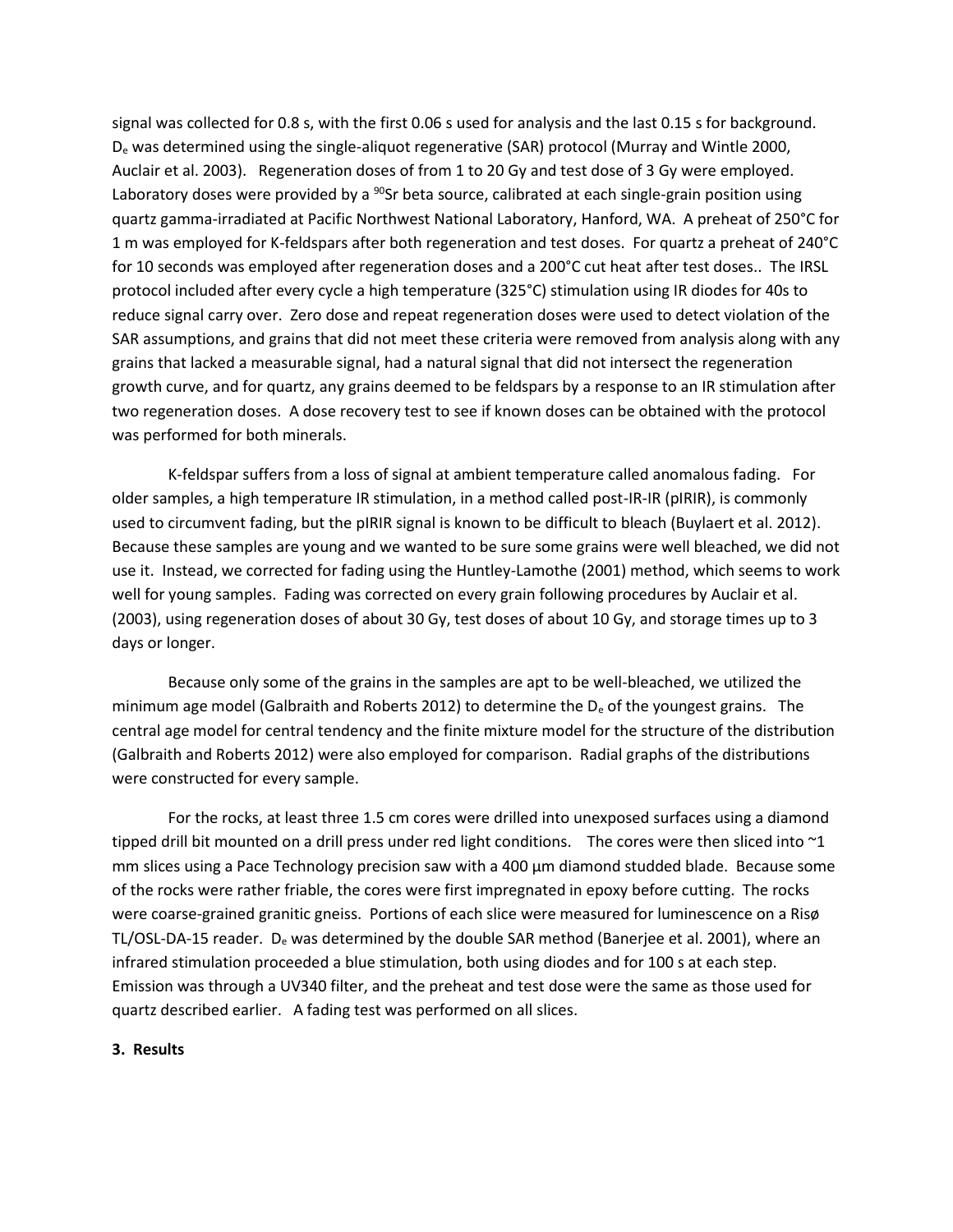signal was collected for 0.8 s, with the first 0.06 s used for analysis and the last 0.15 s for background. $D_e$ was determined using the single-aliquot regenerative (SAR) protocol (Murray and Wintle 2000, Auclair et al. 2003). Regeneration doses of from 1 to 20 Gy and test dose of 3 Gy were employed. Laboratory doses were provided by a $^{90}Sr$ beta source, calibrated at each single-grain position using quartz gamma-irradiated at Pacific Northwest National Laboratory, Hanford, WA. A preheat of 250°C for 1 m was employed for K-feldspars after both regeneration and test doses. For quartz a preheat of 240°C for 10 seconds was employed after regeneration doses and a 200°C cut heat after test doses.. The IRSL protocol included after every cycle a high temperature (325°C) stimulation using IR diodes for 40s to reduce signal carry over. Zero dose and repeat regeneration doses were used to detect violation of the SAR assumptions, and grains that did not meet these criteria were removed from analysis along with any grains that lacked a measurable signal, had a natural signal that did not intersect the regeneration growth curve, and for quartz, any grains deemed to be feldspars by a response to an IR stimulation after two regeneration doses. A dose recovery test to see if known doses can be obtained with the protocol was performed for both minerals.

K-feldspar suffers from a loss of signal at ambient temperature called anomalous fading. For older samples, a high temperature IR stimulation, in a method called post-IR-IR (pIRIR), is commonly used to circumvent fading, but the pIRIR signal is known to be difficult to bleach (Buylaert et al. 2012). Because these samples are young and we wanted to be sure some grains were well bleached, we did not use it. Instead, we corrected for fading using the Huntley-Lamothe (2001) method, which seems to work well for young samples. Fading was corrected on every grain following procedures by Auclair et al. (2003), using regeneration doses of about 30 Gy, test doses of about 10 Gy, and storage times up to 3 days or longer.

Because only some of the grains in the samples are apt to be well-bleached, we utilized the minimum age model (Galbraith and Roberts 2012) to determine the $D_e$ of the youngest grains. The central age model for central tendency and the finite mixture model for the structure of the distribution (Galbraith and Roberts 2012) were also employed for comparison. Radial graphs of the distributions were constructed for every sample.

For the rocks, at least three 1.5 cm cores were drilled into unexposed surfaces using a diamond tipped drill bit mounted on a drill press under red light conditions. The cores were then sliced into ~1 mm slices using a Pace Technology precision saw with a 400 µm diamond studded blade. Because some of the rocks were rather friable, the cores were first impregnated in epoxy before cutting. The rocks were coarse-grained granitic gneiss. Portions of each slice were measured for luminescence on a Risø TL/OSL-DA-15 reader. $D_e$ was determined by the double SAR method (Banerjee et al. 2001), where an infrared stimulation proceeded a blue stimulation, both using diodes and for 100 s at each step. Emission was through a UV340 filter, and the preheat and test dose were the same as those used for quartz described earlier. A fading test was performed on all slices.

## 3. Results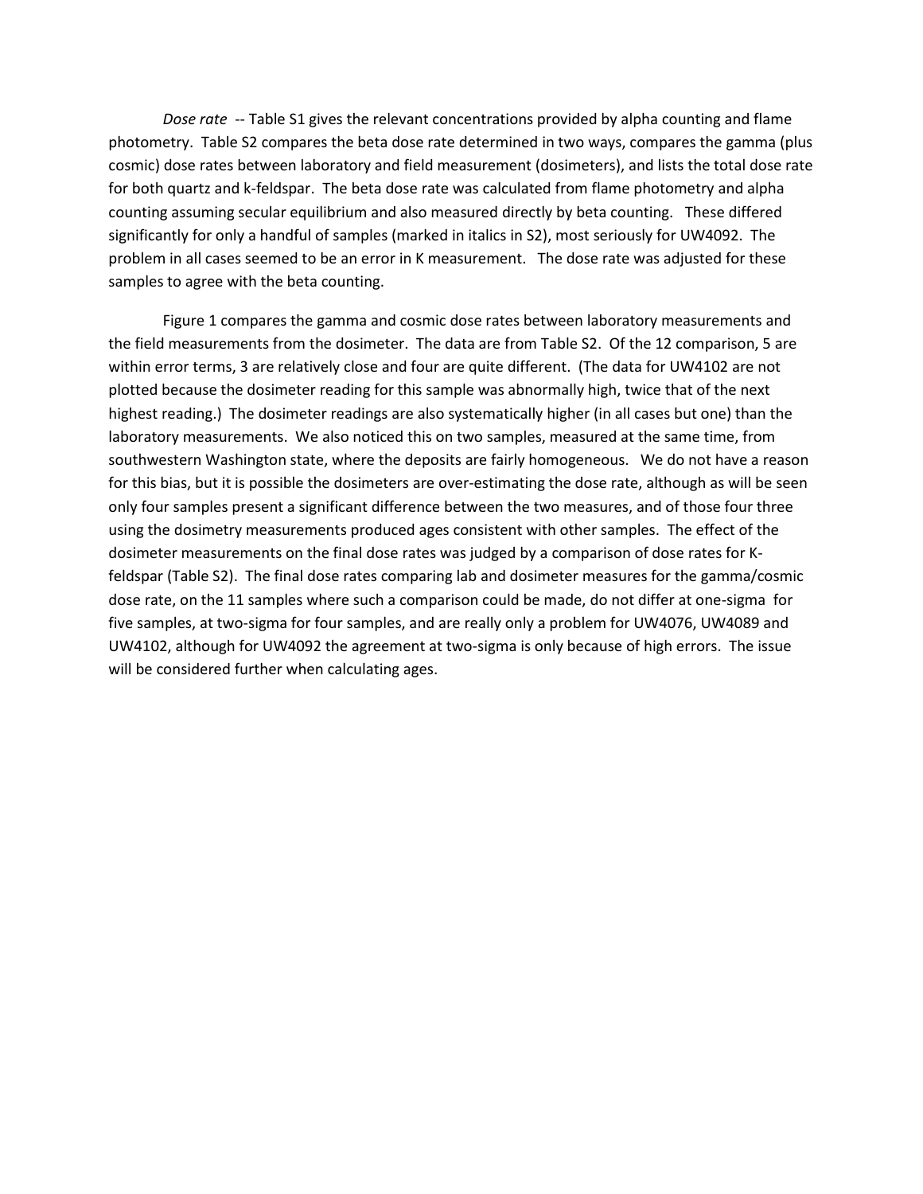*Dose rate* -- Table S1 gives the relevant concentrations provided by alpha counting and flame photometry. Table S2 compares the beta dose rate determined in two ways, compares the gamma (plus cosmic) dose rates between laboratory and field measurement (dosimeters), and lists the total dose rate for both quartz and k-feldspar. The beta dose rate was calculated from flame photometry and alpha counting assuming secular equilibrium and also measured directly by beta counting. These differed significantly for only a handful of samples (marked in italics in S2), most seriously for UW4092. The problem in all cases seemed to be an error in K measurement. The dose rate was adjusted for these samples to agree with the beta counting.

Figure 1 compares the gamma and cosmic dose rates between laboratory measurements and the field measurements from the dosimeter. The data are from Table S2. Of the 12 comparison, 5 are within error terms, 3 are relatively close and four are quite different. (The data for UW4102 are not plotted because the dosimeter reading for this sample was abnormally high, twice that of the next highest reading.) The dosimeter readings are also systematically higher (in all cases but one) than the laboratory measurements. We also noticed this on two samples, measured at the same time, from southwestern Washington state, where the deposits are fairly homogeneous. We do not have a reason for this bias, but it is possible the dosimeters are over-estimating the dose rate, although as will be seen only four samples present a significant difference between the two measures, and of those four three using the dosimetry measurements produced ages consistent with other samples. The effect of the dosimeter measurements on the final dose rates was judged by a comparison of dose rates for K-feldspar (Table S2). The final dose rates comparing lab and dosimeter measures for the gamma/cosmic dose rate, on the 11 samples where such a comparison could be made, do not differ at one-sigma for five samples, at two-sigma for four samples, and are really only a problem for UW4076, UW4089 and UW4102, although for UW4092 the agreement at two-sigma is only because of high errors. The issue will be considered further when calculating ages.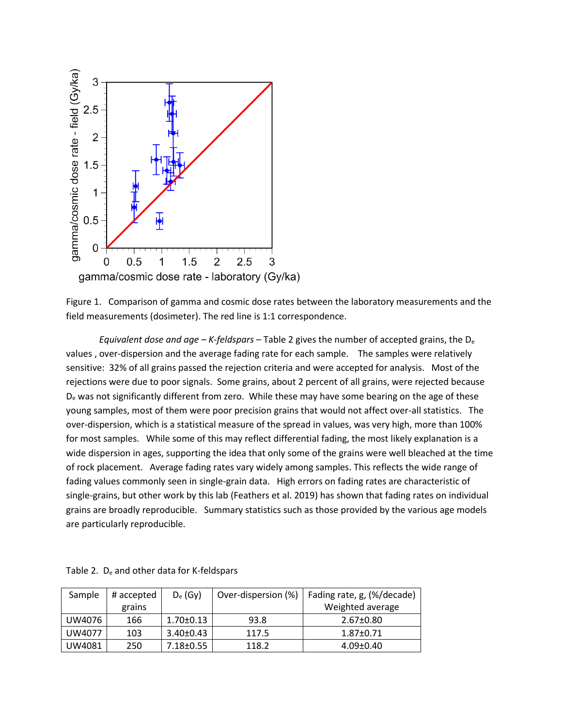Figure 1. Comparison of gamma and cosmic dose rates between the laboratory measurements and the field measurements (dosimeter). The red line is 1:1 correspondence.

*Equivalent dose and age – K-feldspars* – Table 2 gives the number of accepted grains, the $D_e$ values , over-dispersion and the average fading rate for each sample. The samples were relatively sensitive: 32% of all grains passed the rejection criteria and were accepted for analysis. Most of the rejections were due to poor signals. Some grains, about 2 percent of all grains, were rejected because $D_e$ was not significantly different from zero. While these may have some bearing on the age of these young samples, most of them were poor precision grains that would not affect over-all statistics. The over-dispersion, which is a statistical measure of the spread in values, was very high, more than 100% for most samples. While some of this may reflect differential fading, the most likely explanation is a wide dispersion in ages, supporting the idea that only some of the grains were well bleached at the time of rock placement. Average fading rates vary widely among samples. This reflects the wide range of fading values commonly seen in single-grain data. High errors on fading rates are characteristic of single-grains, but other work by this lab (Feathers et al. 2019) has shown that fading rates on individual grains are broadly reproducible. Summary statistics such as those provided by the various age models are particularly reproducible.

Table 2. $D_e$ and other data for K-feldspars

| Sample | # accepted grains | $D_e$ (Gy) | Over-dispersion (%) | Fading rate, g, (%/decade) Weighted average |
|---|---|---|---|---|
| UW4076 | 166 | 1.70±0.13 | 93.8 | 2.67±0.80 |
| UW4077 | 103 | 3.40±0.43 | 117.5 | 1.87±0.71 |
| UW4081 | 250 | 7.18±0.55 | 118.2 | 4.09±0.40 |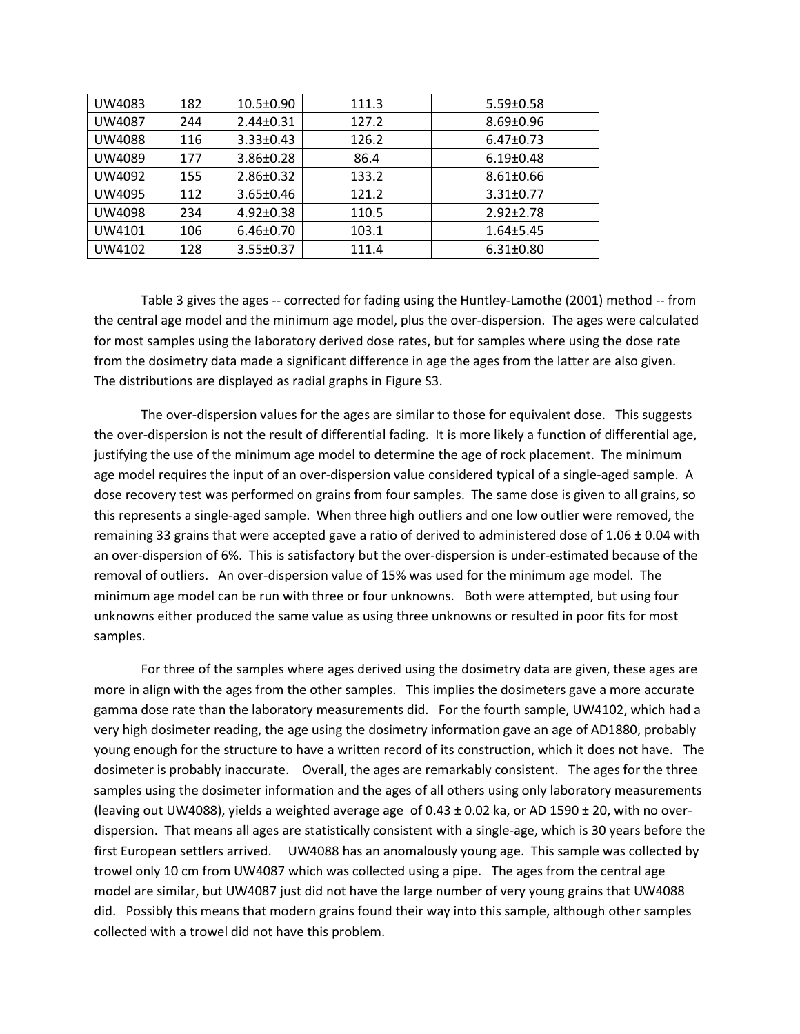| UW4083 | 182 | 10.5±0.90 | 111.3 | 5.59±0.58 |
|---|---|---|---|---|
| UW4087 | 244 | 2.44±0.31 | 127.2 | 8.69±0.96 |
| UW4088 | 116 | 3.33±0.43 | 126.2 | 6.47±0.73 |
| UW4089 | 177 | 3.86±0.28 | 86.4 | 6.19±0.48 |
| UW4092 | 155 | 2.86±0.32 | 133.2 | 8.61±0.66 |
| UW4095 | 112 | 3.65±0.46 | 121.2 | 3.31±0.77 |
| UW4098 | 234 | 4.92±0.38 | 110.5 | 2.92±2.78 |
| UW4101 | 106 | 6.46±0.70 | 103.1 | 1.64±5.45 |
| UW4102 | 128 | 3.55±0.37 | 111.4 | 6.31±0.80 |

Table 3 gives the ages -- corrected for fading using the Huntley-Lamothe (2001) method -- from the central age model and the minimum age model, plus the over-dispersion. The ages were calculated for most samples using the laboratory derived dose rates, but for samples where using the dose rate from the dosimetry data made a significant difference in age the ages from the latter are also given. The distributions are displayed as radial graphs in Figure S3.

The over-dispersion values for the ages are similar to those for equivalent dose. This suggests the over-dispersion is not the result of differential fading. It is more likely a function of differential age, justifying the use of the minimum age model to determine the age of rock placement. The minimum age model requires the input of an over-dispersion value considered typical of a single-aged sample. A dose recovery test was performed on grains from four samples. The same dose is given to all grains, so this represents a single-aged sample. When three high outliers and one low outlier were removed, the remaining 33 grains that were accepted gave a ratio of derived to administered dose of 1.06 ± 0.04 with an over-dispersion of 6%. This is satisfactory but the over-dispersion is under-estimated because of the removal of outliers. An over-dispersion value of 15% was used for the minimum age model. The minimum age model can be run with three or four unknowns. Both were attempted, but using four unknowns either produced the same value as using three unknowns or resulted in poor fits for most samples.

For three of the samples where ages derived using the dosimetry data are given, these ages are more in align with the ages from the other samples. This implies the dosimeters gave a more accurate gamma dose rate than the laboratory measurements did. For the fourth sample, UW4102, which had a very high dosimeter reading, the age using the dosimetry information gave an age of AD1880, probably young enough for the structure to have a written record of its construction, which it does not have. The dosimeter is probably inaccurate. Overall, the ages are remarkably consistent. The ages for the three samples using the dosimeter information and the ages of all others using only laboratory measurements (leaving out UW4088), yields a weighted average age of 0.43 ± 0.02 ka, or AD 1590 ± 20, with no over-dispersion. That means all ages are statistically consistent with a single-age, which is 30 years before the first European settlers arrived. UW4088 has an anomalously young age. This sample was collected by trowel only 10 cm from UW4087 which was collected using a pipe. The ages from the central age model are similar, but UW4087 just did not have the large number of very young grains that UW4088 did. Possibly this means that modern grains found their way into this sample, although other samples collected with a trowel did not have this problem.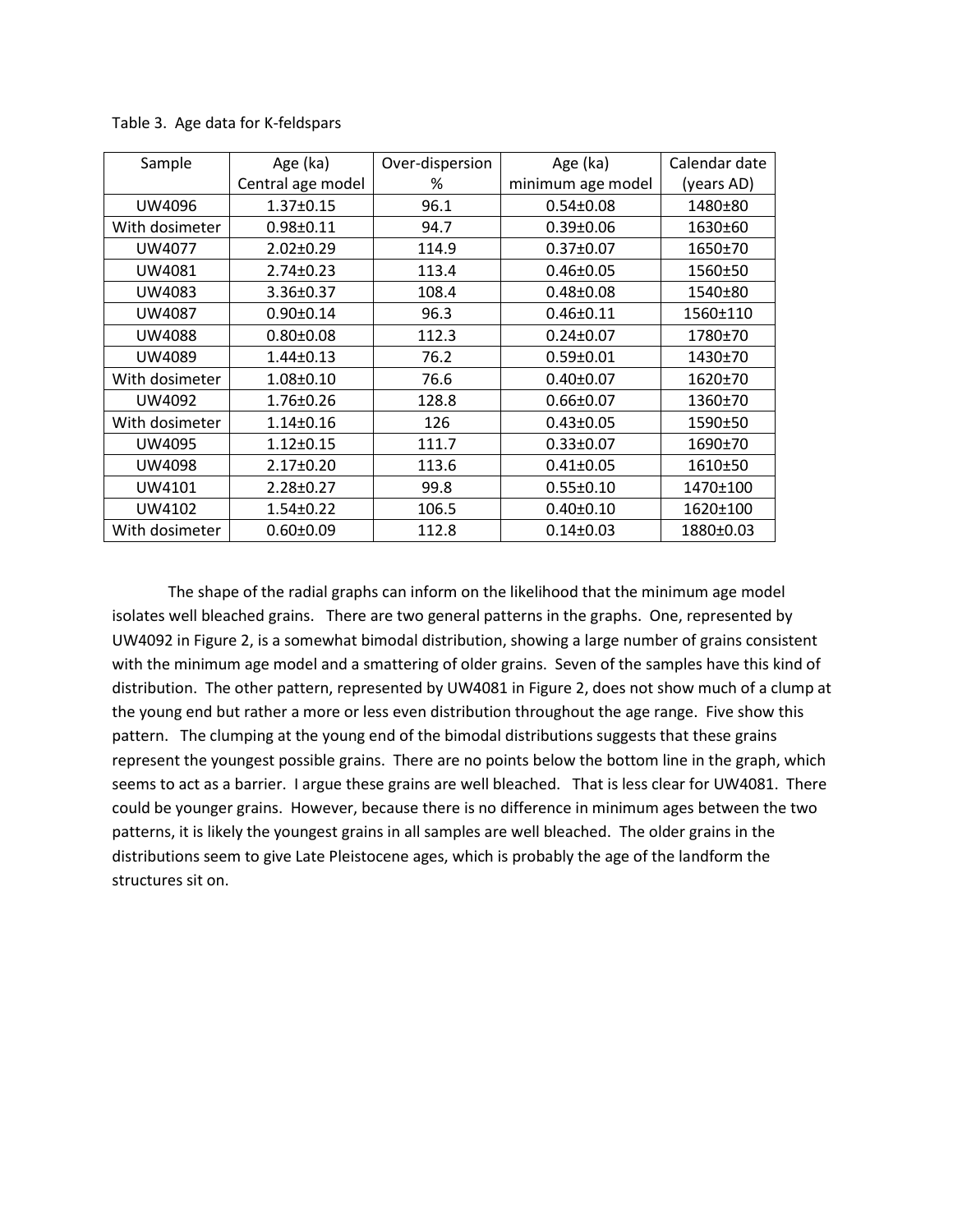Table 3. Age data for K-feldspars

| Sample | Age (ka) Central age model | Over-dispersion % | Age (ka) minimum age model | Calendar date (years AD) |
|---|---|---|---|---|
| UW4096 | 1.37±0.15 | 96.1 | 0.54±0.08 | 1480±80 |
| With dosimeter | 0.98±0.11 | 94.7 | 0.39±0.06 | 1630±60 |
| UW4077 | 2.02±0.29 | 114.9 | 0.37±0.07 | 1650±70 |
| UW4081 | 2.74±0.23 | 113.4 | 0.46±0.05 | 1560±50 |
| UW4083 | 3.36±0.37 | 108.4 | 0.48±0.08 | 1540±80 |
| UW4087 | 0.90±0.14 | 96.3 | 0.46±0.11 | 1560±110 |
| UW4088 | 0.80±0.08 | 112.3 | 0.24±0.07 | 1780±70 |
| UW4089 | 1.44±0.13 | 76.2 | 0.59±0.01 | 1430±70 |
| With dosimeter | 1.08±0.10 | 76.6 | 0.40±0.07 | 1620±70 |
| UW4092 | 1.76±0.26 | 128.8 | 0.66±0.07 | 1360±70 |
| With dosimeter | 1.14±0.16 | 126 | 0.43±0.05 | 1590±50 |
| UW4095 | 1.12±0.15 | 111.7 | 0.33±0.07 | 1690±70 |
| UW4098 | 2.17±0.20 | 113.6 | 0.41±0.05 | 1610±50 |
| UW4101 | 2.28±0.27 | 99.8 | 0.55±0.10 | 1470±100 |
| UW4102 | 1.54±0.22 | 106.5 | 0.40±0.10 | 1620±100 |
| With dosimeter | 0.60±0.09 | 112.8 | 0.14±0.03 | 1880±0.03 |

The shape of the radial graphs can inform on the likelihood that the minimum age model isolates well bleached grains. There are two general patterns in the graphs. One, represented by UW4092 in Figure 2, is a somewhat bimodal distribution, showing a large number of grains consistent with the minimum age model and a smattering of older grains. Seven of the samples have this kind of distribution. The other pattern, represented by UW4081 in Figure 2, does not show much of a clump at the young end but rather a more or less even distribution throughout the age range. Five show this pattern. The clumping at the young end of the bimodal distributions suggests that these grains represent the youngest possible grains. There are no points below the bottom line in the graph, which seems to act as a barrier. I argue these grains are well bleached. That is less clear for UW4081. There could be younger grains. However, because there is no difference in minimum ages between the two patterns, it is likely the youngest grains in all samples are well bleached. The older grains in the distributions seem to give Late Pleistocene ages, which is probably the age of the landform the structures sit on.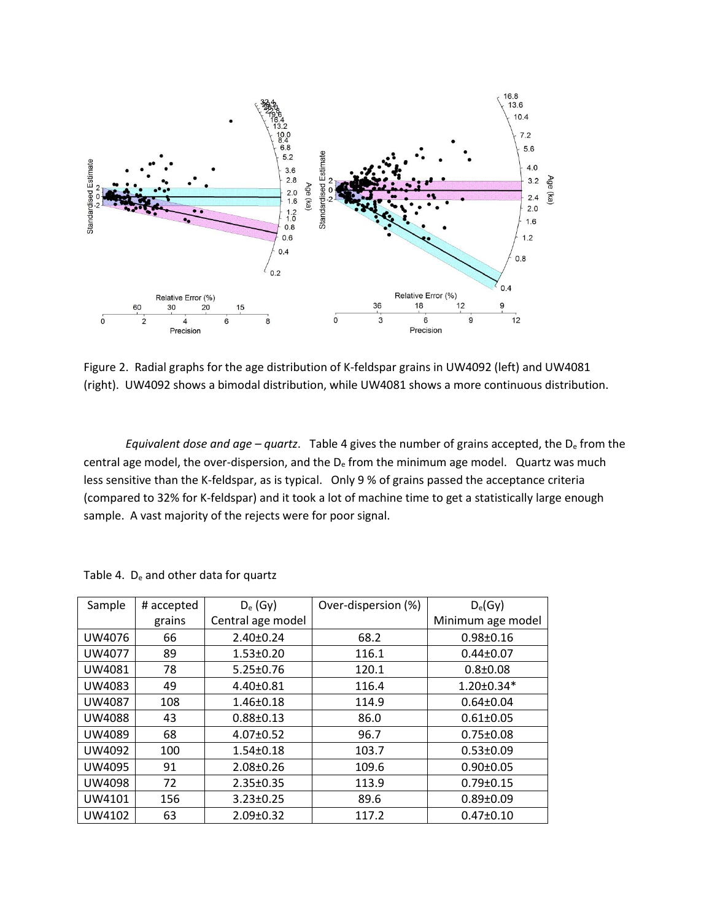Figure 2. Radial graphs for the age distribution of K-feldspar grains in UW4092 (left) and UW4081 (right). UW4092 shows a bimodal distribution, while UW4081 shows a more continuous distribution.

*Equivalent dose and age – quartz*. Table 4 gives the number of grains accepted, the $D_e$ from the central age model, the over-dispersion, and the $D_e$ from the minimum age model. Quartz was much less sensitive than the K-feldspar, as is typical. Only 9 % of grains passed the acceptance criteria (compared to 32% for K-feldspar) and it took a lot of machine time to get a statistically large enough sample. A vast majority of the rejects were for poor signal.

Table 4. $D_e$ and other data for quartz

| Sample | # accepted grains | $D_e$ (Gy) Central age model | Over-dispersion (%) | $D_e$(Gy) Minimum age model |
|---|---|---|---|---|
| UW4076 | 66 | 2.40±0.24 | 68.2 | 0.98±0.16 |
| UW4077 | 89 | 1.53±0.20 | 116.1 | 0.44±0.07 |
| UW4081 | 78 | 5.25±0.76 | 120.1 | 0.8±0.08 |
| UW4083 | 49 | 4.40±0.81 | 116.4 | 1.20±0.34* |
| UW4087 | 108 | 1.46±0.18 | 114.9 | 0.64±0.04 |
| UW4088 | 43 | 0.88±0.13 | 86.0 | 0.61±0.05 |
| UW4089 | 68 | 4.07±0.52 | 96.7 | 0.75±0.08 |
| UW4092 | 100 | 1.54±0.18 | 103.7 | 0.53±0.09 |
| UW4095 | 91 | 2.08±0.26 | 109.6 | 0.90±0.05 |
| UW4098 | 72 | 2.35±0.35 | 113.9 | 0.79±0.15 |
| UW4101 | 156 | 3.23±0.25 | 89.6 | 0.89±0.09 |
| UW4102 | 63 | 2.09±0.32 | 117.2 | 0.47±0.10 |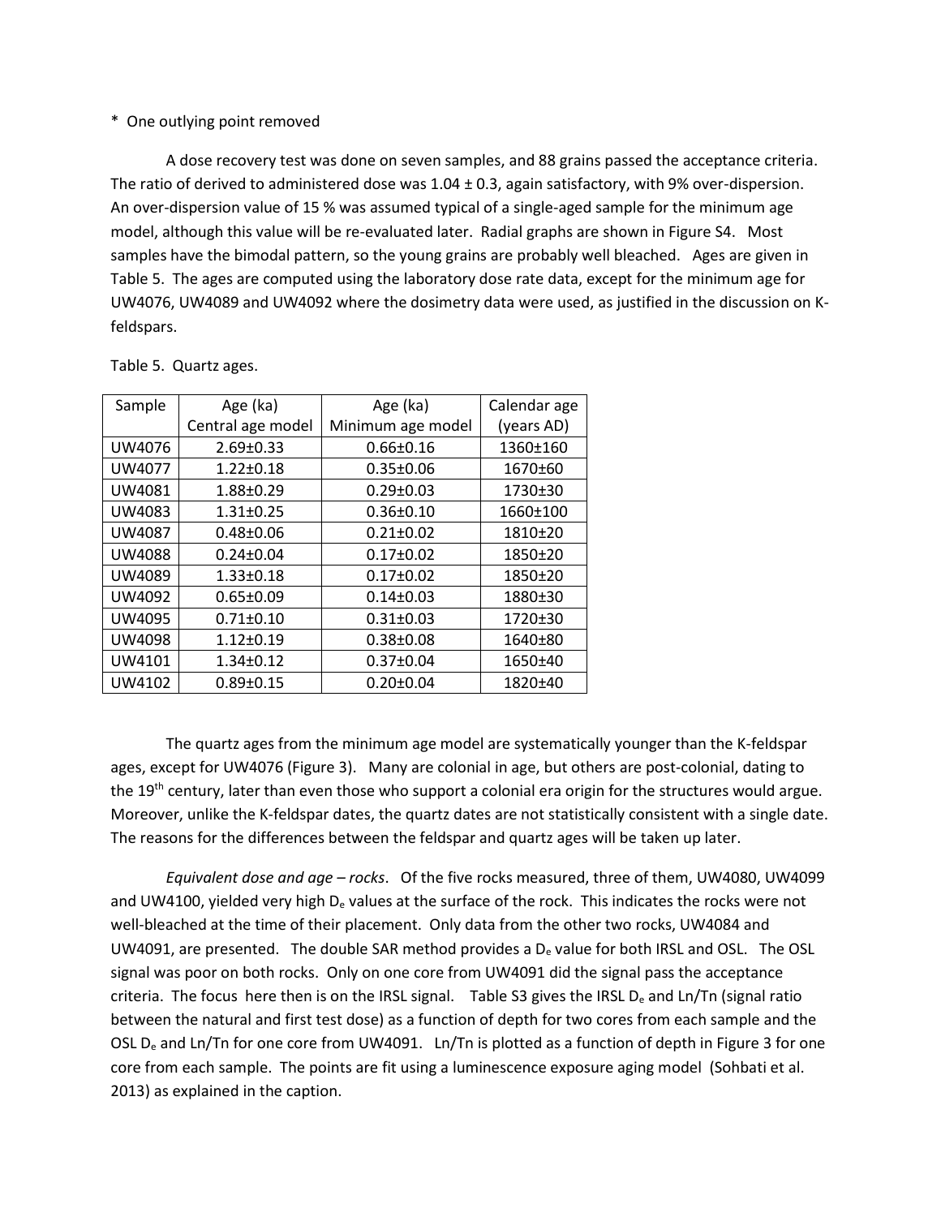* One outlying point removed

A dose recovery test was done on seven samples, and 88 grains passed the acceptance criteria. The ratio of derived to administered dose was 1.04 ± 0.3, again satisfactory, with 9% over-dispersion. An over-dispersion value of 15 % was assumed typical of a single-aged sample for the minimum age model, although this value will be re-evaluated later. Radial graphs are shown in Figure S4. Most samples have the bimodal pattern, so the young grains are probably well bleached. Ages are given in Table 5. The ages are computed using the laboratory dose rate data, except for the minimum age for UW4076, UW4089 and UW4092 where the dosimetry data were used, as justified in the discussion on K-feldspars.

Table 5. Quartz ages.

| Sample | Age (ka) Central age model | Age (ka) Minimum age model | Calendar age (years AD) |
|---|---|---|---|
| UW4076 | 2.69±0.33 | 0.66±0.16 | 1360±160 |
| UW4077 | 1.22±0.18 | 0.35±0.06 | 1670±60 |
| UW4081 | 1.88±0.29 | 0.29±0.03 | 1730±30 |
| UW4083 | 1.31±0.25 | 0.36±0.10 | 1660±100 |
| UW4087 | 0.48±0.06 | 0.21±0.02 | 1810±20 |
| UW4088 | 0.24±0.04 | 0.17±0.02 | 1850±20 |
| UW4089 | 1.33±0.18 | 0.17±0.02 | 1850±20 |
| UW4092 | 0.65±0.09 | 0.14±0.03 | 1880±30 |
| UW4095 | 0.71±0.10 | 0.31±0.03 | 1720±30 |
| UW4098 | 1.12±0.19 | 0.38±0.08 | 1640±80 |
| UW4101 | 1.34±0.12 | 0.37±0.04 | 1650±40 |
| UW4102 | 0.89±0.15 | 0.20±0.04 | 1820±40 |

The quartz ages from the minimum age model are systematically younger than the K-feldspar ages, except for UW4076 (Figure 3). Many are colonial in age, but others are post-colonial, dating to the 19th century, later than even those who support a colonial era origin for the structures would argue. Moreover, unlike the K-feldspar dates, the quartz dates are not statistically consistent with a single date. The reasons for the differences between the feldspar and quartz ages will be taken up later.

*Equivalent dose and age – rocks*. Of the five rocks measured, three of them, UW4080, UW4099 and UW4100, yielded very high $D_e$ values at the surface of the rock. This indicates the rocks were not well-bleached at the time of their placement. Only data from the other two rocks, UW4084 and UW4091, are presented. The double SAR method provides a $D_e$ value for both IRSL and OSL. The OSL signal was poor on both rocks. Only on one core from UW4091 did the signal pass the acceptance criteria. The focus here then is on the IRSL signal. Table S3 gives the IRSL $D_e$ and Ln/Tn (signal ratio between the natural and first test dose) as a function of depth for two cores from each sample and the OSL $D_e$ and Ln/Tn for one core from UW4091. Ln/Tn is plotted as a function of depth in Figure 3 for one core from each sample. The points are fit using a luminescence exposure aging model (Sohbati et al. 2013) as explained in the caption.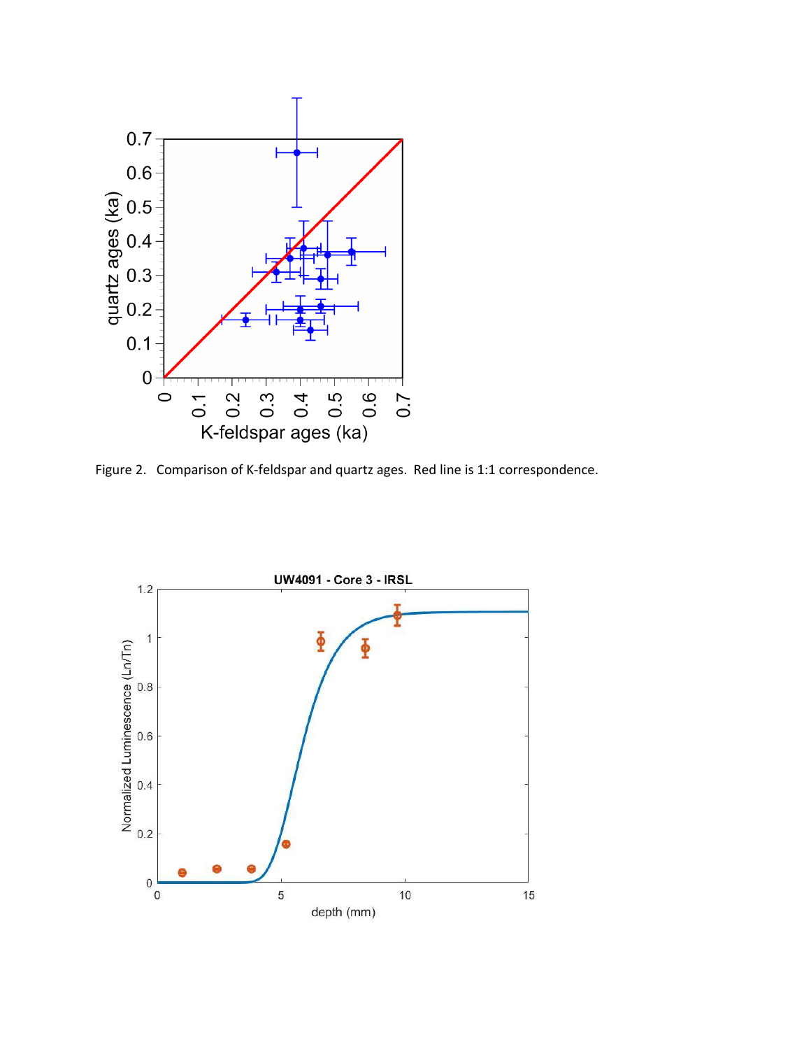Figure 2. Comparison of K-feldspar and quartz ages. Red line is 1:1 correspondence.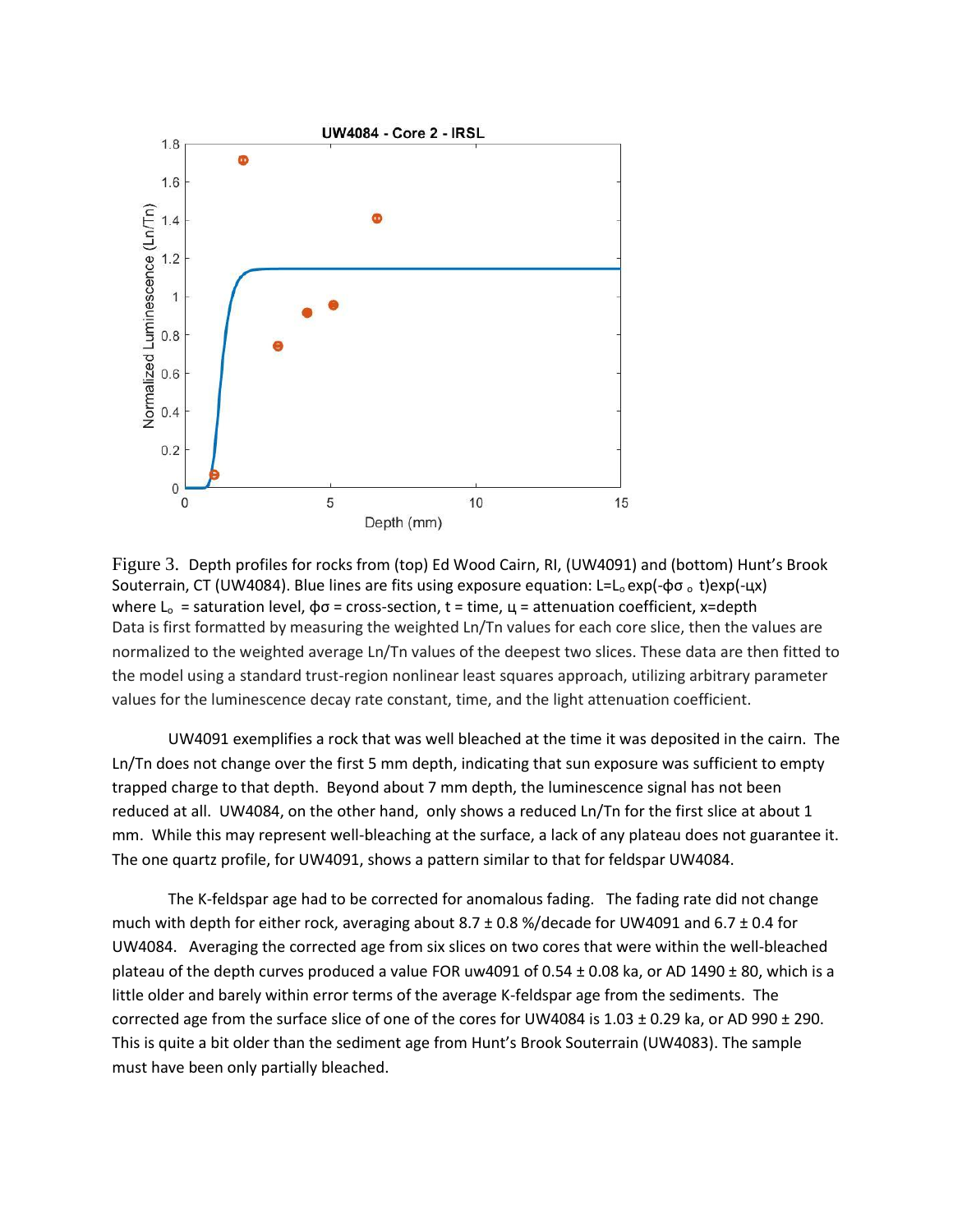Figure 3. Depth profiles for rocks from (top) Ed Wood Cairn, RI, (UW4091) and (bottom) Hunt's Brook Souterrain, CT (UW4084). Blue lines are fits using exposure equation: $L = L_o \exp(-\phi\sigma_o t)\exp(-\mu x)$ where $L_o$ = saturation level, $\phi\sigma$ = cross-section, t = time, $\mu$ = attenuation coefficient, x=depth

Data is first formatted by measuring the weighted Ln/Tn values for each core slice, then the values are normalized to the weighted average Ln/Tn values of the deepest two slices. These data are then fitted to the model using a standard trust-region nonlinear least squares approach, utilizing arbitrary parameter values for the luminescence decay rate constant, time, and the light attenuation coefficient.

UW4091 exemplifies a rock that was well bleached at the time it was deposited in the cairn. The Ln/Tn does not change over the first 5 mm depth, indicating that sun exposure was sufficient to empty trapped charge to that depth. Beyond about 7 mm depth, the luminescence signal has not been reduced at all. UW4084, on the other hand, only shows a reduced Ln/Tn for the first slice at about 1 mm. While this may represent well-bleaching at the surface, a lack of any plateau does not guarantee it. The one quartz profile, for UW4091, shows a pattern similar to that for feldspar UW4084.

The K-feldspar age had to be corrected for anomalous fading. The fading rate did not change much with depth for either rock, averaging about 8.7 ± 0.8 %/decade for UW4091 and 6.7 ± 0.4 for UW4084. Averaging the corrected age from six slices on two cores that were within the well-bleached plateau of the depth curves produced a value FOR uw4091 of 0.54 ± 0.08 ka, or AD 1490 ± 80, which is a little older and barely within error terms of the average K-feldspar age from the sediments. The corrected age from the surface slice of one of the cores for UW4084 is 1.03 ± 0.29 ka, or AD 990 ± 290. This is quite a bit older than the sediment age from Hunt's Brook Souterrain (UW4083). The sample must have been only partially bleached.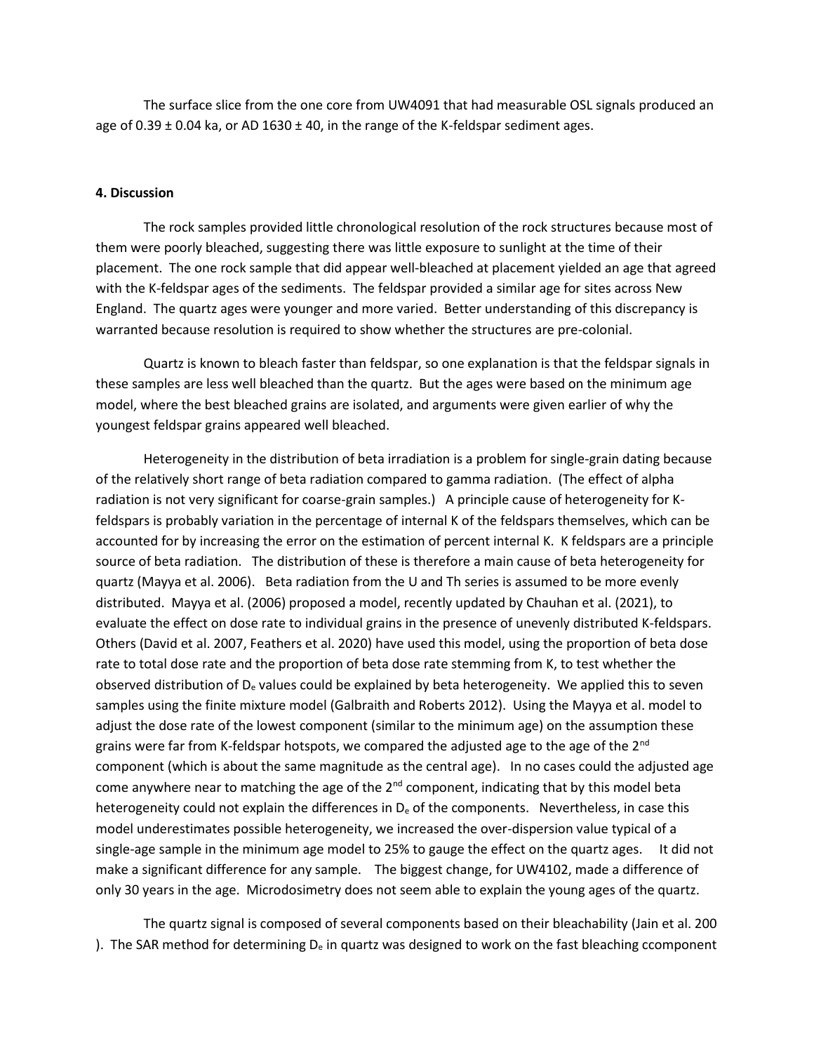The surface slice from the one core from UW4091 that had measurable OSL signals produced an age of 0.39 ± 0.04 ka, or AD 1630 ± 40, in the range of the K-feldspar sediment ages.

**4. Discussion**

The rock samples provided little chronological resolution of the rock structures because most of them were poorly bleached, suggesting there was little exposure to sunlight at the time of their placement. The one rock sample that did appear well-bleached at placement yielded an age that agreed with the K-feldspar ages of the sediments. The feldspar provided a similar age for sites across New England. The quartz ages were younger and more varied. Better understanding of this discrepancy is warranted because resolution is required to show whether the structures are pre-colonial.

Quartz is known to bleach faster than feldspar, so one explanation is that the feldspar signals in these samples are less well bleached than the quartz. But the ages were based on the minimum age model, where the best bleached grains are isolated, and arguments were given earlier of why the youngest feldspar grains appeared well bleached.

Heterogeneity in the distribution of beta irradiation is a problem for single-grain dating because of the relatively short range of beta radiation compared to gamma radiation. (The effect of alpha radiation is not very significant for coarse-grain samples.) A principle cause of heterogeneity for K-feldspars is probably variation in the percentage of internal K of the feldspars themselves, which can be accounted for by increasing the error on the estimation of percent internal K. K feldspars are a principle source of beta radiation. The distribution of these is therefore a main cause of beta heterogeneity for quartz (Mayya et al. 2006). Beta radiation from the U and Th series is assumed to be more evenly distributed. Mayya et al. (2006) proposed a model, recently updated by Chauhan et al. (2021), to evaluate the effect on dose rate to individual grains in the presence of unevenly distributed K-feldspars. Others (David et al. 2007, Feathers et al. 2020) have used this model, using the proportion of beta dose rate to total dose rate and the proportion of beta dose rate stemming from K, to test whether the observed distribution of $D_e$ values could be explained by beta heterogeneity. We applied this to seven samples using the finite mixture model (Galbraith and Roberts 2012). Using the Mayya et al. model to adjust the dose rate of the lowest component (similar to the minimum age) on the assumption these grains were far from K-feldspar hotspots, we compared the adjusted age to the age of the 2nd component (which is about the same magnitude as the central age). In no cases could the adjusted age come anywhere near to matching the age of the 2nd component, indicating that by this model beta heterogeneity could not explain the differences in $D_e$ of the components. Nevertheless, in case this model underestimates possible heterogeneity, we increased the over-dispersion value typical of a single-age sample in the minimum age model to 25% to gauge the effect on the quartz ages. It did not make a significant difference for any sample. The biggest change, for UW4102, made a difference of only 30 years in the age. Microdosimetry does not seem able to explain the young ages of the quartz.

The quartz signal is composed of several components based on their bleachability (Jain et al. 200 ). The SAR method for determining $D_e$ in quartz was designed to work on the fast bleaching ccomponent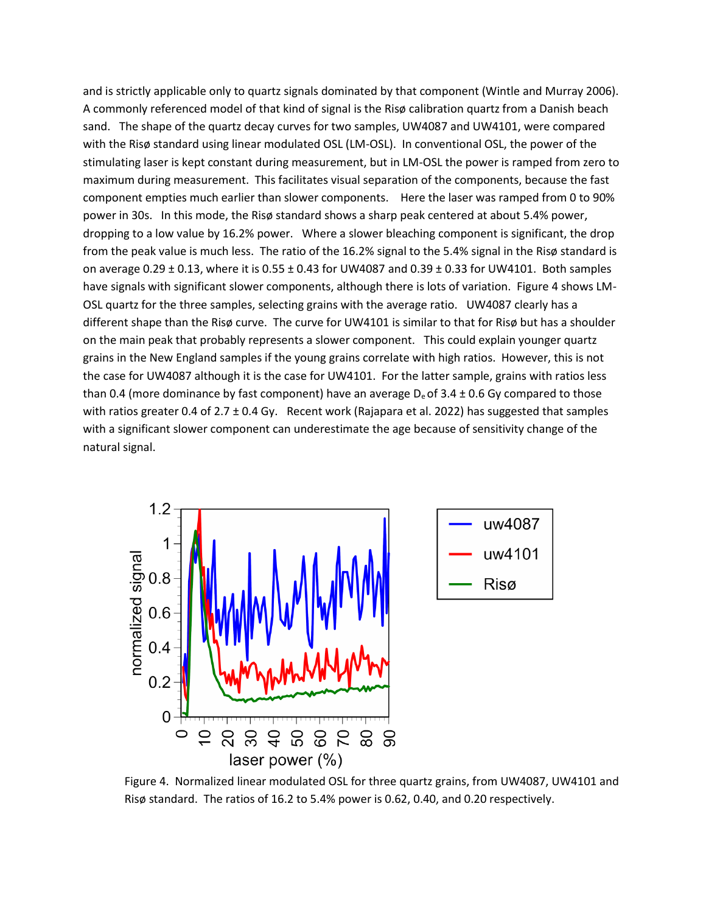and is strictly applicable only to quartz signals dominated by that component (Wintle and Murray 2006). A commonly referenced model of that kind of signal is the Risø calibration quartz from a Danish beach sand. The shape of the quartz decay curves for two samples, UW4087 and UW4101, were compared with the Risø standard using linear modulated OSL (LM-OSL). In conventional OSL, the power of the stimulating laser is kept constant during measurement, but in LM-OSL the power is ramped from zero to maximum during measurement. This facilitates visual separation of the components, because the fast component empties much earlier than slower components. Here the laser was ramped from 0 to 90% power in 30s. In this mode, the Risø standard shows a sharp peak centered at about 5.4% power, dropping to a low value by 16.2% power. Where a slower bleaching component is significant, the drop from the peak value is much less. The ratio of the 16.2% signal to the 5.4% signal in the Risø standard is on average 0.29 ± 0.13, where it is 0.55 ± 0.43 for UW4087 and 0.39 ± 0.33 for UW4101. Both samples have signals with significant slower components, although there is lots of variation. Figure 4 shows LM-OSL quartz for the three samples, selecting grains with the average ratio. UW4087 clearly has a different shape than the Risø curve. The curve for UW4101 is similar to that for Risø but has a shoulder on the main peak that probably represents a slower component. This could explain younger quartz grains in the New England samples if the young grains correlate with high ratios. However, this is not the case for UW4087 although it is the case for UW4101. For the latter sample, grains with ratios less than 0.4 (more dominance by fast component) have an average $D_e$ of 3.4 ± 0.6 Gy compared to those with ratios greater 0.4 of 2.7 ± 0.4 Gy. Recent work (Rajapara et al. 2022) has suggested that samples with a significant slower component can underestimate the age because of sensitivity change of the natural signal.

Figure 4. Normalized linear modulated OSL for three quartz grains, from UW4087, UW4101 and Risø standard. The ratios of 16.2 to 5.4% power is 0.62, 0.40, and 0.20 respectively.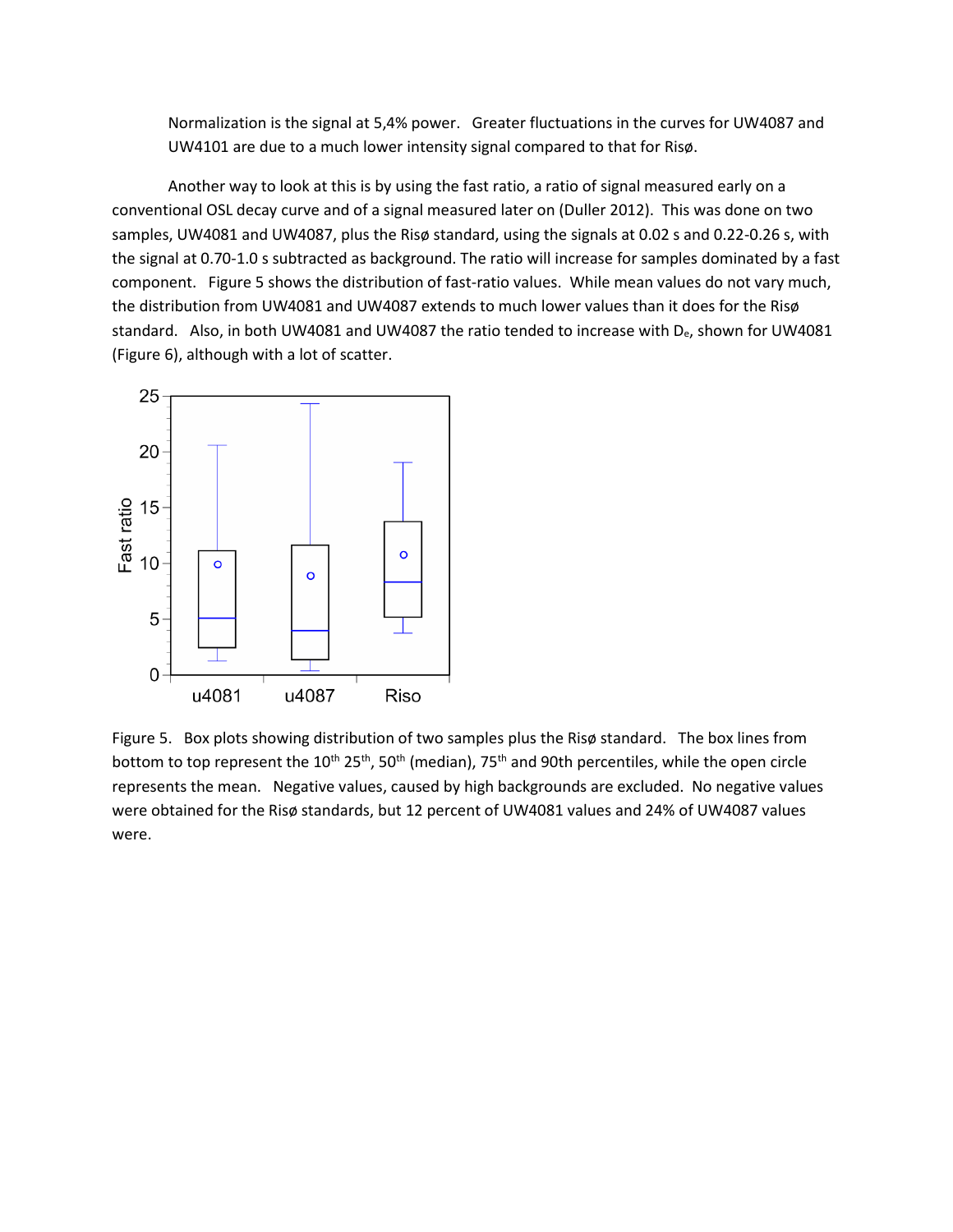Normalization is the signal at 5,4% power. Greater fluctuations in the curves for UW4087 and UW4101 are due to a much lower intensity signal compared to that for Risø.

Another way to look at this is by using the fast ratio, a ratio of signal measured early on a conventional OSL decay curve and of a signal measured later on (Duller 2012). This was done on two samples, UW4081 and UW4087, plus the Risø standard, using the signals at 0.02 s and 0.22-0.26 s, with the signal at 0.70-1.0 s subtracted as background. The ratio will increase for samples dominated by a fast component. Figure 5 shows the distribution of fast-ratio values. While mean values do not vary much, the distribution from UW4081 and UW4087 extends to much lower values than it does for the Risø standard. Also, in both UW4081 and UW4087 the ratio tended to increase with $D_e$, shown for UW4081 (Figure 6), although with a lot of scatter.

Figure 5. Box plots showing distribution of two samples plus the Risø standard. The box lines from bottom to top represent the 10$^{th}$ 25$^{th}$, 50$^{th}$ (median), 75$^{th}$ and 90th percentiles, while the open circle represents the mean. Negative values, caused by high backgrounds are excluded. No negative values were obtained for the Risø standards, but 12 percent of UW4081 values and 24% of UW4087 values were.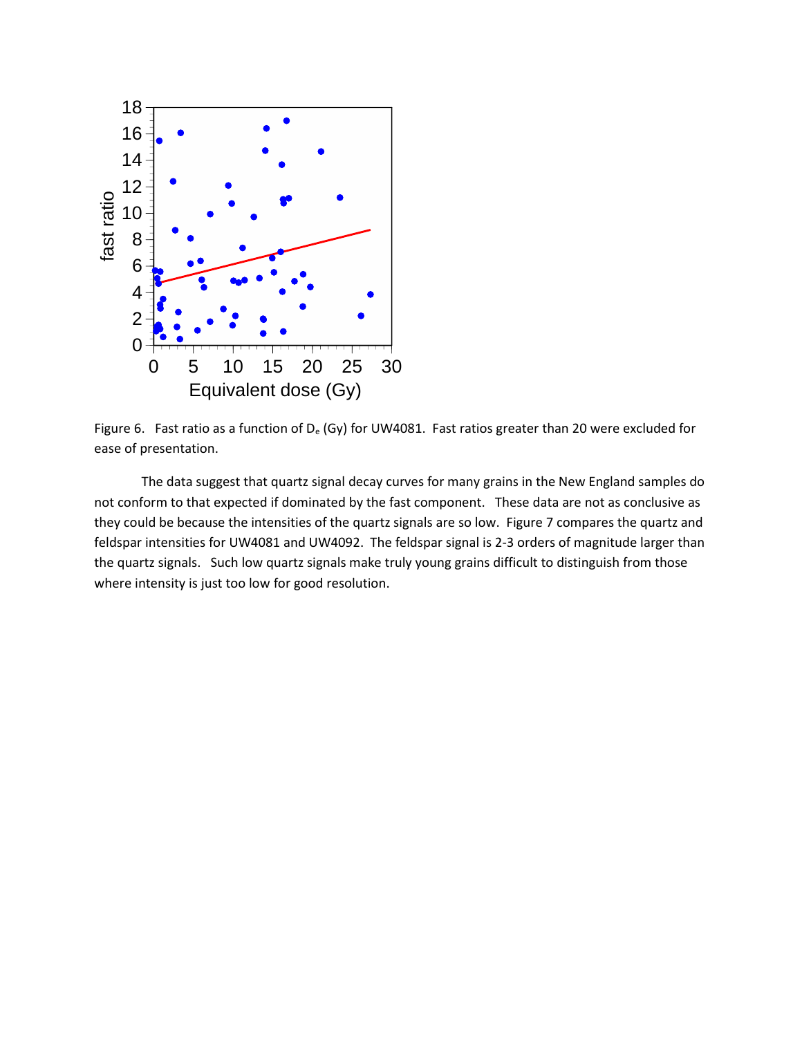Figure 6. Fast ratio as a function of $D_e$ (Gy) for UW4081. Fast ratios greater than 20 were excluded for ease of presentation.

The data suggest that quartz signal decay curves for many grains in the New England samples do not conform to that expected if dominated by the fast component. These data are not as conclusive as they could be because the intensities of the quartz signals are so low. Figure 7 compares the quartz and feldspar intensities for UW4081 and UW4092. The feldspar signal is 2-3 orders of magnitude larger than the quartz signals. Such low quartz signals make truly young grains difficult to distinguish from those where intensity is just too low for good resolution.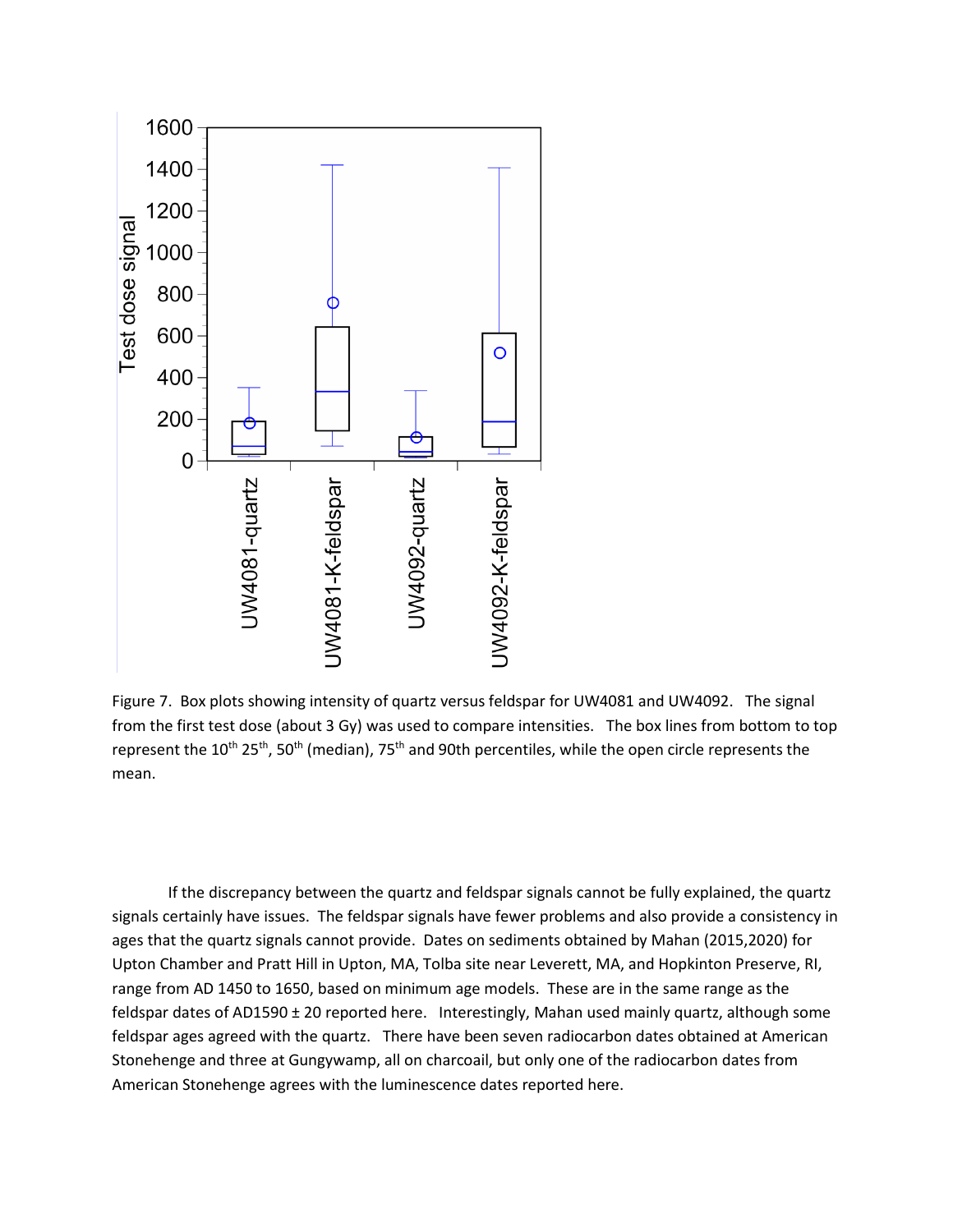Figure 7. Box plots showing intensity of quartz versus feldspar for UW4081 and UW4092. The signal from the first test dose (about 3 Gy) was used to compare intensities. The box lines from bottom to top represent the 10th 25th, 50th (median), 75th and 90th percentiles, while the open circle represents the mean.

If the discrepancy between the quartz and feldspar signals cannot be fully explained, the quartz signals certainly have issues. The feldspar signals have fewer problems and also provide a consistency in ages that the quartz signals cannot provide. Dates on sediments obtained by Mahan (2015,2020) for Upton Chamber and Pratt Hill in Upton, MA, Tolba site near Leverett, MA, and Hopkinton Preserve, RI, range from AD 1450 to 1650, based on minimum age models. These are in the same range as the feldspar dates of AD1590 ± 20 reported here. Interestingly, Mahan used mainly quartz, although some feldspar ages agreed with the quartz. There have been seven radiocarbon dates obtained at American Stonehenge and three at Gungywamp, all on charcoail, but only one of the radiocarbon dates from American Stonehenge agrees with the luminescence dates reported here.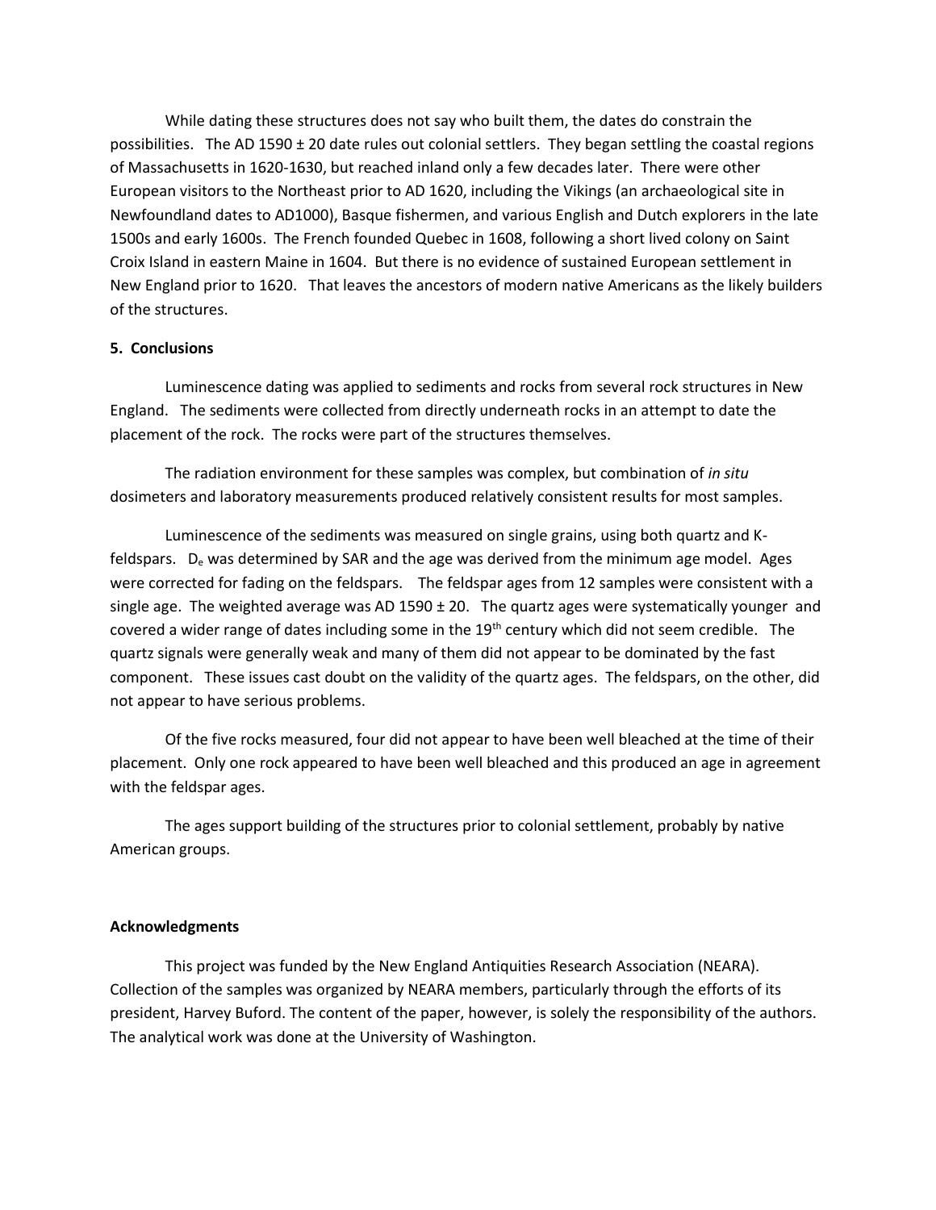While dating these structures does not say who built them, the dates do constrain the possibilities. The AD 1590 ± 20 date rules out colonial settlers. They began settling the coastal regions of Massachusetts in 1620-1630, but reached inland only a few decades later. There were other European visitors to the Northeast prior to AD 1620, including the Vikings (an archaeological site in Newfoundland dates to AD1000), Basque fishermen, and various English and Dutch explorers in the late 1500s and early 1600s. The French founded Quebec in 1608, following a short lived colony on Saint Croix Island in eastern Maine in 1604. But there is no evidence of sustained European settlement in New England prior to 1620. That leaves the ancestors of modern native Americans as the likely builders of the structures.

**5. Conclusions**

Luminescence dating was applied to sediments and rocks from several rock structures in New England. The sediments were collected from directly underneath rocks in an attempt to date the placement of the rock. The rocks were part of the structures themselves.

The radiation environment for these samples was complex, but combination of *in situ* dosimeters and laboratory measurements produced relatively consistent results for most samples.

Luminescence of the sediments was measured on single grains, using both quartz and K-feldspars. $D_e$ was determined by SAR and the age was derived from the minimum age model. Ages were corrected for fading on the feldspars. The feldspar ages from 12 samples were consistent with a single age. The weighted average was AD 1590 ± 20. The quartz ages were systematically younger and covered a wider range of dates including some in the 19th century which did not seem credible. The quartz signals were generally weak and many of them did not appear to be dominated by the fast component. These issues cast doubt on the validity of the quartz ages. The feldspars, on the other, did not appear to have serious problems.

Of the five rocks measured, four did not appear to have been well bleached at the time of their placement. Only one rock appeared to have been well bleached and this produced an age in agreement with the feldspar ages.

The ages support building of the structures prior to colonial settlement, probably by native American groups.

**Acknowledgments**

This project was funded by the New England Antiquities Research Association (NEARA). Collection of the samples was organized by NEARA members, particularly through the efforts of its president, Harvey Buford. The content of the paper, however, is solely the responsibility of the authors. The analytical work was done at the University of Washington.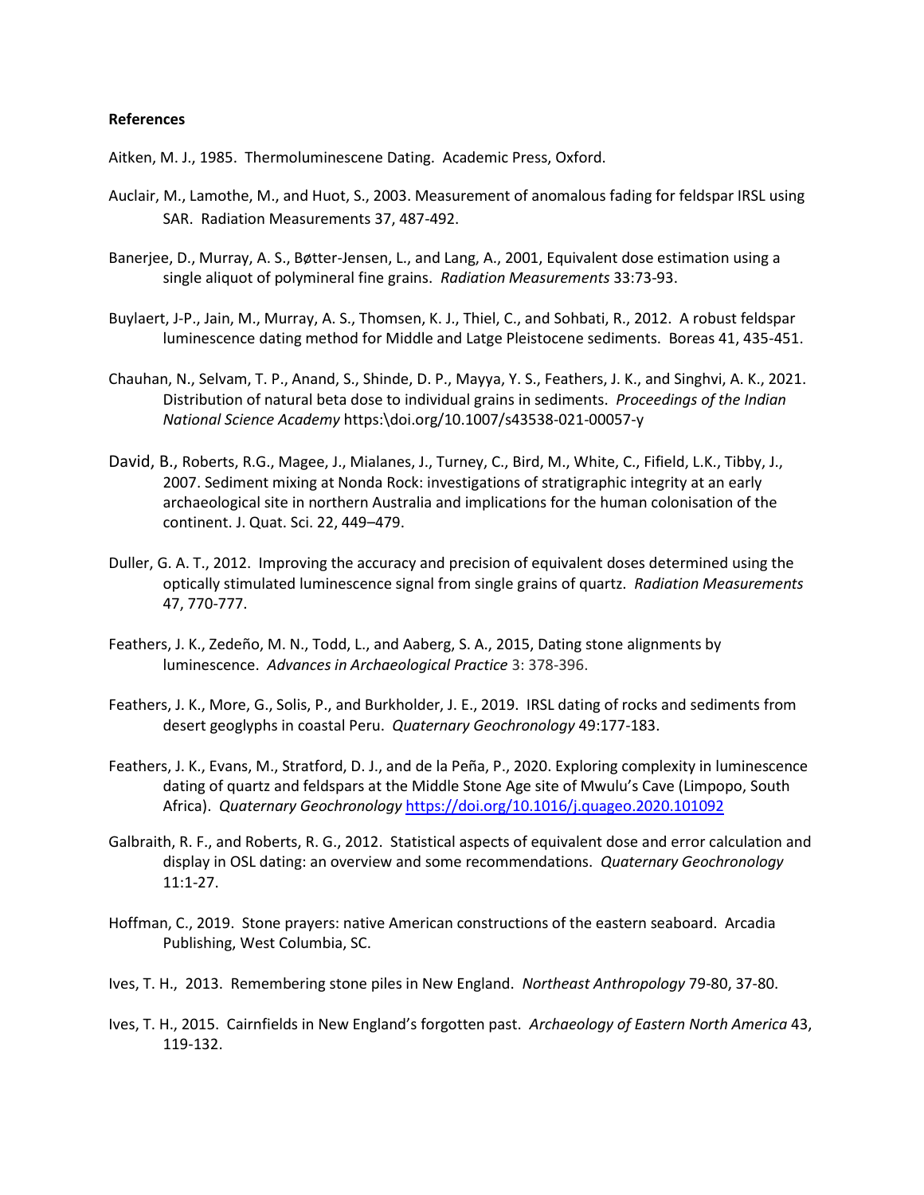**References**

Aitken, M. J., 1985. Thermoluminescene Dating. Academic Press, Oxford.

Auclair, M., Lamothe, M., and Huot, S., 2003. Measurement of anomalous fading for feldspar IRSL using SAR. Radiation Measurements 37, 487-492.

Banerjee, D., Murray, A. S., Bøtter-Jensen, L., and Lang, A., 2001, Equivalent dose estimation using a single aliquot of polymineral fine grains. *Radiation Measurements* 33:73-93.

Buylaert, J-P., Jain, M., Murray, A. S., Thomsen, K. J., Thiel, C., and Sohbati, R., 2012. A robust feldspar luminescence dating method for Middle and Latge Pleistocene sediments. Boreas 41, 435-451.

Chauhan, N., Selvam, T. P., Anand, S., Shinde, D. P., Mayya, Y. S., Feathers, J. K., and Singhvi, A. K., 2021. Distribution of natural beta dose to individual grains in sediments. *Proceedings of the Indian National Science Academy* https:\doi.org/10.1007/s43538-021-00057-y

David, B., Roberts, R.G., Magee, J., Mialanes, J., Turney, C., Bird, M., White, C., Fifield, L.K., Tibby, J., 2007. Sediment mixing at Nonda Rock: investigations of stratigraphic integrity at an early archaeological site in northern Australia and implications for the human colonisation of the continent. J. Quat. Sci. 22, 449–479.

Duller, G. A. T., 2012. Improving the accuracy and precision of equivalent doses determined using the optically stimulated luminescence signal from single grains of quartz. *Radiation Measurements* 47, 770-777.

Feathers, J. K., Zedeño, M. N., Todd, L., and Aaberg, S. A., 2015, Dating stone alignments by luminescence. *Advances in Archaeological Practice* 3: 378-396.

Feathers, J. K., More, G., Solis, P., and Burkholder, J. E., 2019. IRSL dating of rocks and sediments from desert geoglyphs in coastal Peru. *Quaternary Geochronology* 49:177-183.

Feathers, J. K., Evans, M., Stratford, D. J., and de la Peña, P., 2020. Exploring complexity in luminescence dating of quartz and feldspars at the Middle Stone Age site of Mwulu's Cave (Limpopo, South Africa). *Quaternary Geochronology* https://doi.org/10.1016/j.quageo.2020.101092

Galbraith, R. F., and Roberts, R. G., 2012. Statistical aspects of equivalent dose and error calculation and display in OSL dating: an overview and some recommendations. *Quaternary Geochronology* 11:1-27.

Hoffman, C., 2019. Stone prayers: native American constructions of the eastern seaboard. Arcadia Publishing, West Columbia, SC.

Ives, T. H., 2013. Remembering stone piles in New England. *Northeast Anthropology* 79-80, 37-80.

Ives, T. H., 2015. Cairnfields in New England's forgotten past. *Archaeology of Eastern North America* 43, 119-132.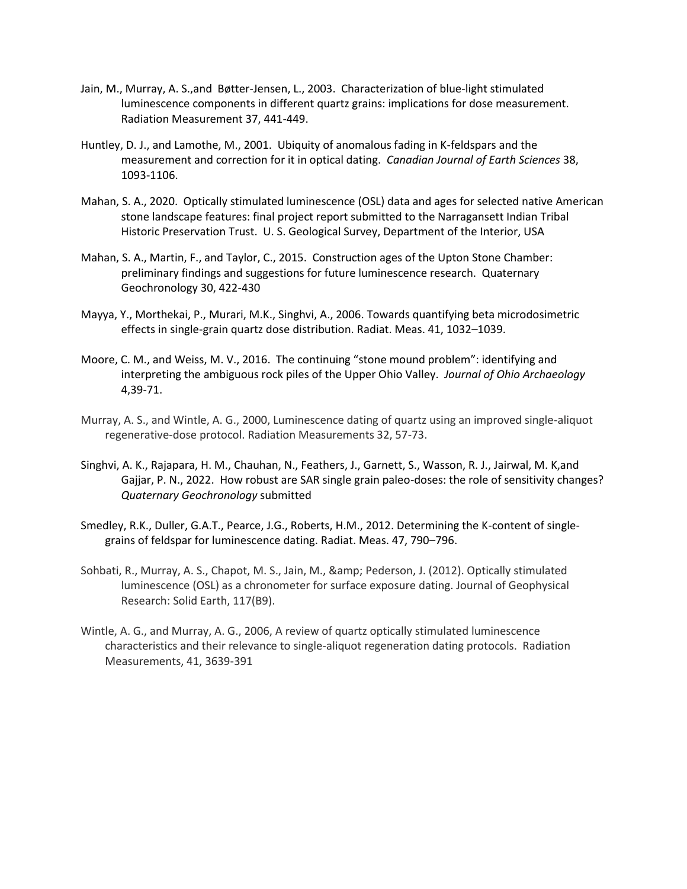Jain, M., Murray, A. S.,and Bøtter-Jensen, L., 2003. Characterization of blue-light stimulated luminescence components in different quartz grains: implications for dose measurement. Radiation Measurement 37, 441-449.

Huntley, D. J., and Lamothe, M., 2001. Ubiquity of anomalous fading in K-feldspars and the measurement and correction for it in optical dating. *Canadian Journal of Earth Sciences* 38, 1093-1106.

Mahan, S. A., 2020. Optically stimulated luminescence (OSL) data and ages for selected native American stone landscape features: final project report submitted to the Narragansett Indian Tribal Historic Preservation Trust. U. S. Geological Survey, Department of the Interior, USA

Mahan, S. A., Martin, F., and Taylor, C., 2015. Construction ages of the Upton Stone Chamber: preliminary findings and suggestions for future luminescence research. Quaternary Geochronology 30, 422-430

Mayya, Y., Morthekai, P., Murari, M.K., Singhvi, A., 2006. Towards quantifying beta microdosimetric effects in single-grain quartz dose distribution. Radiat. Meas. 41, 1032–1039.

Moore, C. M., and Weiss, M. V., 2016. The continuing "stone mound problem": identifying and interpreting the ambiguous rock piles of the Upper Ohio Valley. *Journal of Ohio Archaeology* 4,39-71.

Murray, A. S., and Wintle, A. G., 2000, Luminescence dating of quartz using an improved single-aliquot regenerative-dose protocol. Radiation Measurements 32, 57-73.

Singhvi, A. K., Rajapara, H. M., Chauhan, N., Feathers, J., Garnett, S., Wasson, R. J., Jairwal, M. K,and Gajjar, P. N., 2022. How robust are SAR single grain paleo-doses: the role of sensitivity changes? *Quaternary Geochronology* submitted

Smedley, R.K., Duller, G.A.T., Pearce, J.G., Roberts, H.M., 2012. Determining the K-content of single-grains of feldspar for luminescence dating. Radiat. Meas. 47, 790–796.

Sohbati, R., Murray, A. S., Chapot, M. S., Jain, M., &amp; Pederson, J. (2012). Optically stimulated luminescence (OSL) as a chronometer for surface exposure dating. Journal of Geophysical Research: Solid Earth, 117(B9).

Wintle, A. G., and Murray, A. G., 2006, A review of quartz optically stimulated luminescence characteristics and their relevance to single-aliquot regeneration dating protocols. Radiation Measurements, 41, 3639-391